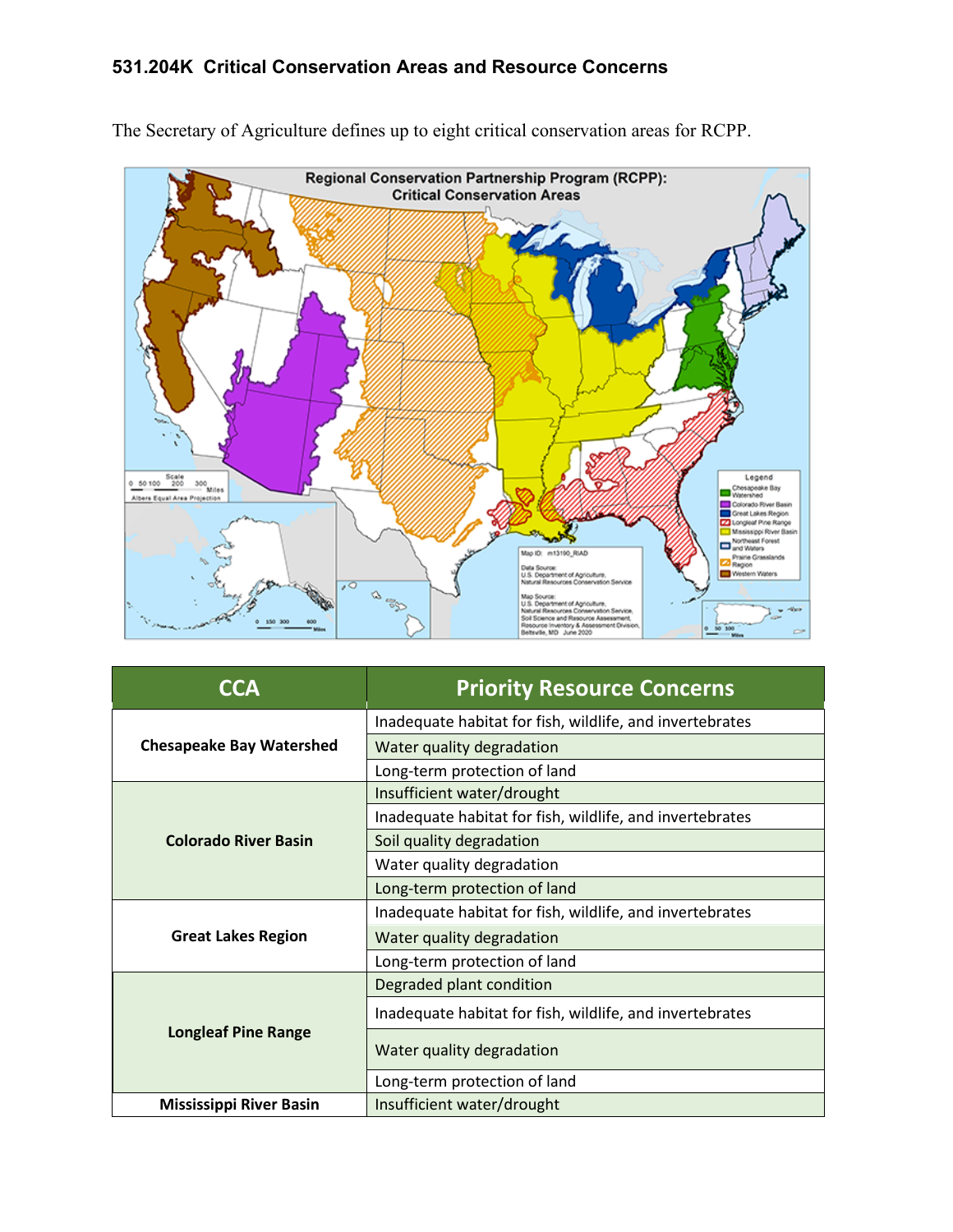### 531.204K Critical Conservation Areas and Resource Concerns

The Secretary of Agriculture defines up to eight critical conservation areas for RCPP.

| CCA | Priority Resource Concerns |
|---|---|
| **Chesapeake Bay Watershed** | Inadequate habitat for fish, wildlife, and invertebrates |
| | Water quality degradation |
| | Long-term protection of land |
| **Colorado River Basin** | Insufficient water/drought |
| | Inadequate habitat for fish, wildlife, and invertebrates |
| | Soil quality degradation |
| | Water quality degradation |
| | Long-term protection of land |
| **Great Lakes Region** | Inadequate habitat for fish, wildlife, and invertebrates |
| | Water quality degradation |
| | Long-term protection of land |
| **Longleaf Pine Range** | Degraded plant condition |
| | Inadequate habitat for fish, wildlife, and invertebrates |
| | Water quality degradation |
| | Long-term protection of land |
| **Mississippi River Basin** | Insufficient water/drought |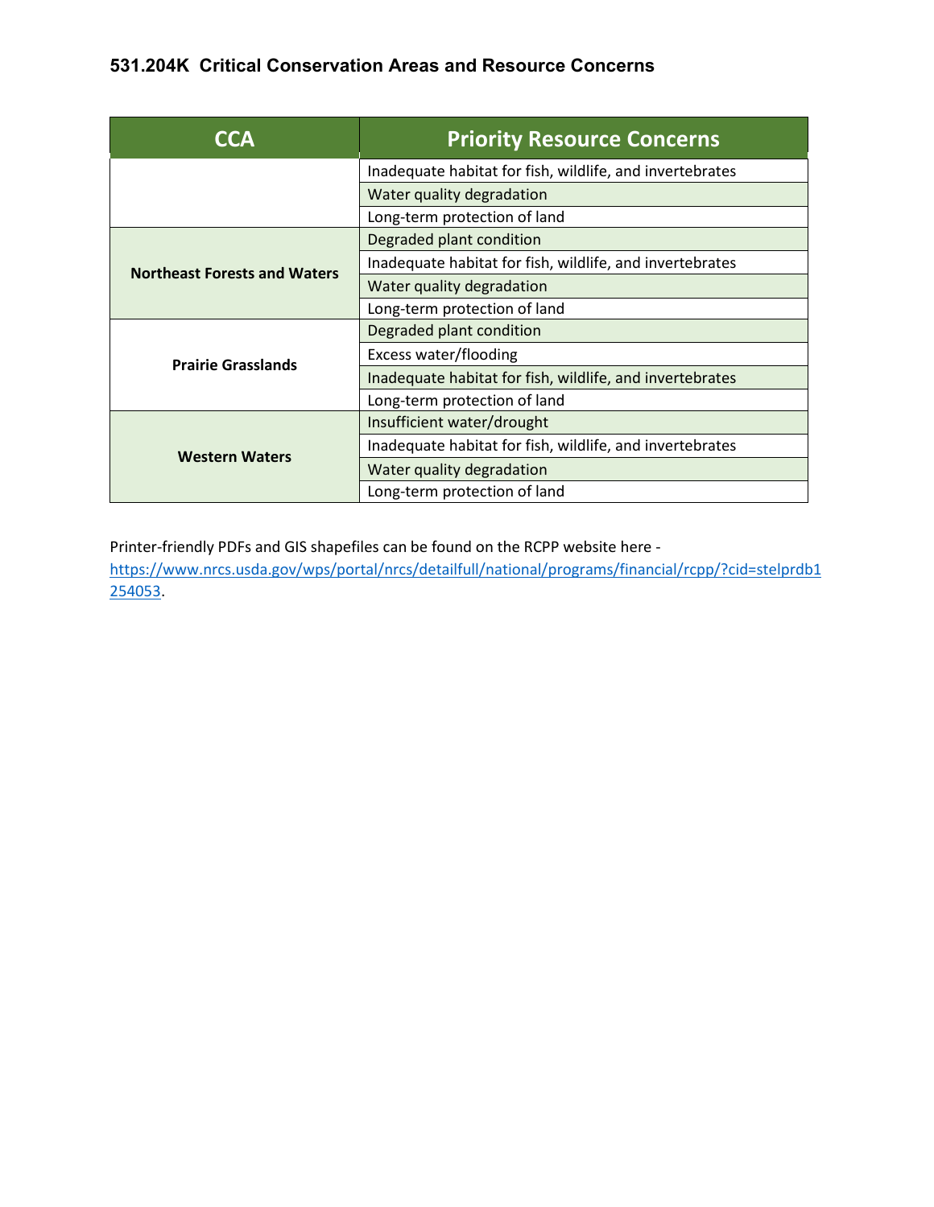### 531.204K  Critical Conservation Areas and Resource Concerns

| CCA | Priority Resource Concerns |
| --- | --- |
| | Inadequate habitat for fish, wildlife, and invertebrates |
| | Water quality degradation |
| | Long-term protection of land |
| **Northeast Forests and Waters** | Degraded plant condition |
| | Inadequate habitat for fish, wildlife, and invertebrates |
| | Water quality degradation |
| | Long-term protection of land |
| **Prairie Grasslands** | Degraded plant condition |
| | Excess water/flooding |
| | Inadequate habitat for fish, wildlife, and invertebrates |
| | Long-term protection of land |
| **Western Waters** | Insufficient water/drought |
| | Inadequate habitat for fish, wildlife, and invertebrates |
| | Water quality degradation |
| | Long-term protection of land |

Printer-friendly PDFs and GIS shapefiles can be found on the RCPP website here - https://www.nrcs.usda.gov/wps/portal/nrcs/detailfull/national/programs/financial/rcpp/?cid=stelprdb1254053.